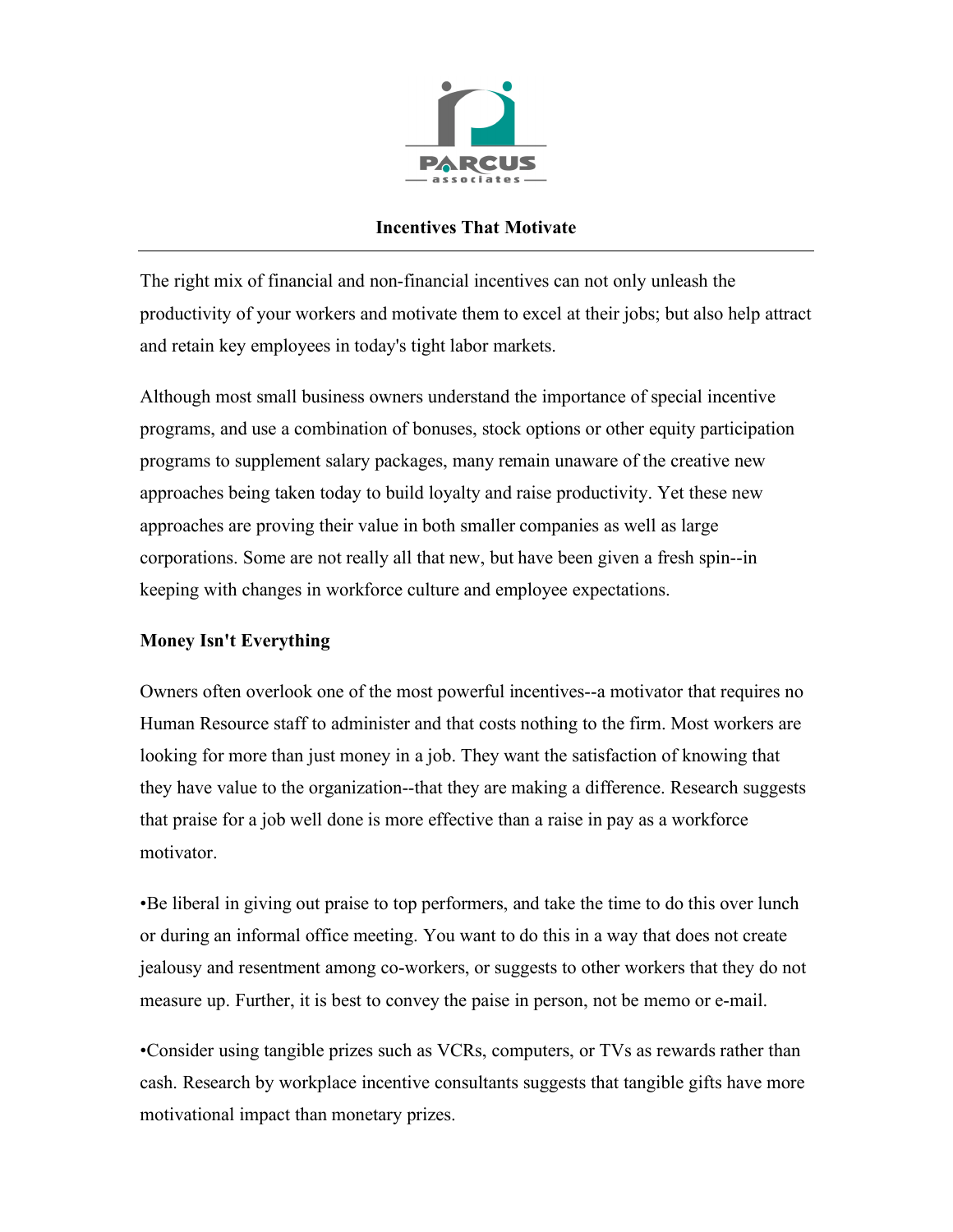# Incentives That Motivate

The right mix of financial and non-financial incentives can not only unleash the productivity of your workers and motivate them to excel at their jobs; but also help attract and retain key employees in today's tight labor markets.

Although most small business owners understand the importance of special incentive programs, and use a combination of bonuses, stock options or other equity participation programs to supplement salary packages, many remain unaware of the creative new approaches being taken today to build loyalty and raise productivity. Yet these new approaches are proving their value in both smaller companies as well as large corporations. Some are not really all that new, but have been given a fresh spin--in keeping with changes in workforce culture and employee expectations.

## Money Isn't Everything

Owners often overlook one of the most powerful incentives--a motivator that requires no Human Resource staff to administer and that costs nothing to the firm. Most workers are looking for more than just money in a job. They want the satisfaction of knowing that they have value to the organization--that they are making a difference. Research suggests that praise for a job well done is more effective than a raise in pay as a workforce motivator.

•Be liberal in giving out praise to top performers, and take the time to do this over lunch or during an informal office meeting. You want to do this in a way that does not create jealousy and resentment among co-workers, or suggests to other workers that they do not measure up. Further, it is best to convey the paise in person, not be memo or e-mail.

•Consider using tangible prizes such as VCRs, computers, or TVs as rewards rather than cash. Research by workplace incentive consultants suggests that tangible gifts have more motivational impact than monetary prizes.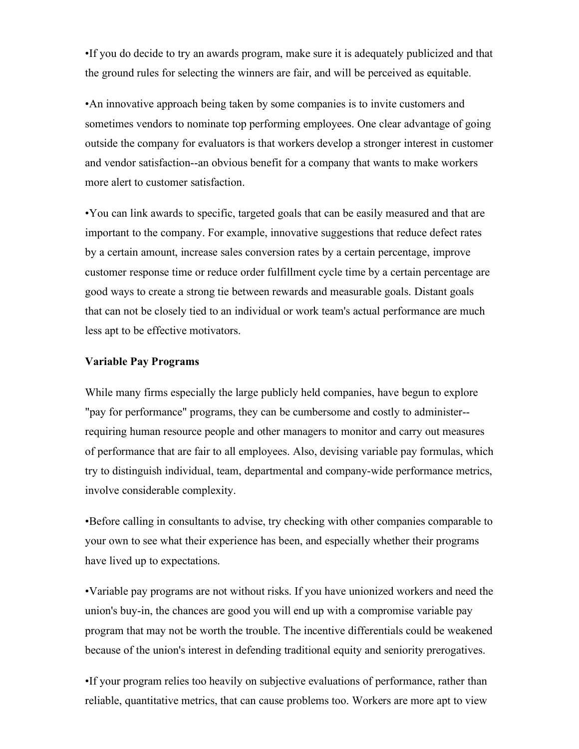•If you do decide to try an awards program, make sure it is adequately publicized and that the ground rules for selecting the winners are fair, and will be perceived as equitable.

•An innovative approach being taken by some companies is to invite customers and sometimes vendors to nominate top performing employees. One clear advantage of going outside the company for evaluators is that workers develop a stronger interest in customer and vendor satisfaction--an obvious benefit for a company that wants to make workers more alert to customer satisfaction.

•You can link awards to specific, targeted goals that can be easily measured and that are important to the company. For example, innovative suggestions that reduce defect rates by a certain amount, increase sales conversion rates by a certain percentage, improve customer response time or reduce order fulfillment cycle time by a certain percentage are good ways to create a strong tie between rewards and measurable goals. Distant goals that can not be closely tied to an individual or work team's actual performance are much less apt to be effective motivators.

**Variable Pay Programs**

While many firms especially the large publicly held companies, have begun to explore "pay for performance" programs, they can be cumbersome and costly to administer--requiring human resource people and other managers to monitor and carry out measures of performance that are fair to all employees. Also, devising variable pay formulas, which try to distinguish individual, team, departmental and company-wide performance metrics, involve considerable complexity.

•Before calling in consultants to advise, try checking with other companies comparable to your own to see what their experience has been, and especially whether their programs have lived up to expectations.

•Variable pay programs are not without risks. If you have unionized workers and need the union's buy-in, the chances are good you will end up with a compromise variable pay program that may not be worth the trouble. The incentive differentials could be weakened because of the union's interest in defending traditional equity and seniority prerogatives.

•If your program relies too heavily on subjective evaluations of performance, rather than reliable, quantitative metrics, that can cause problems too. Workers are more apt to view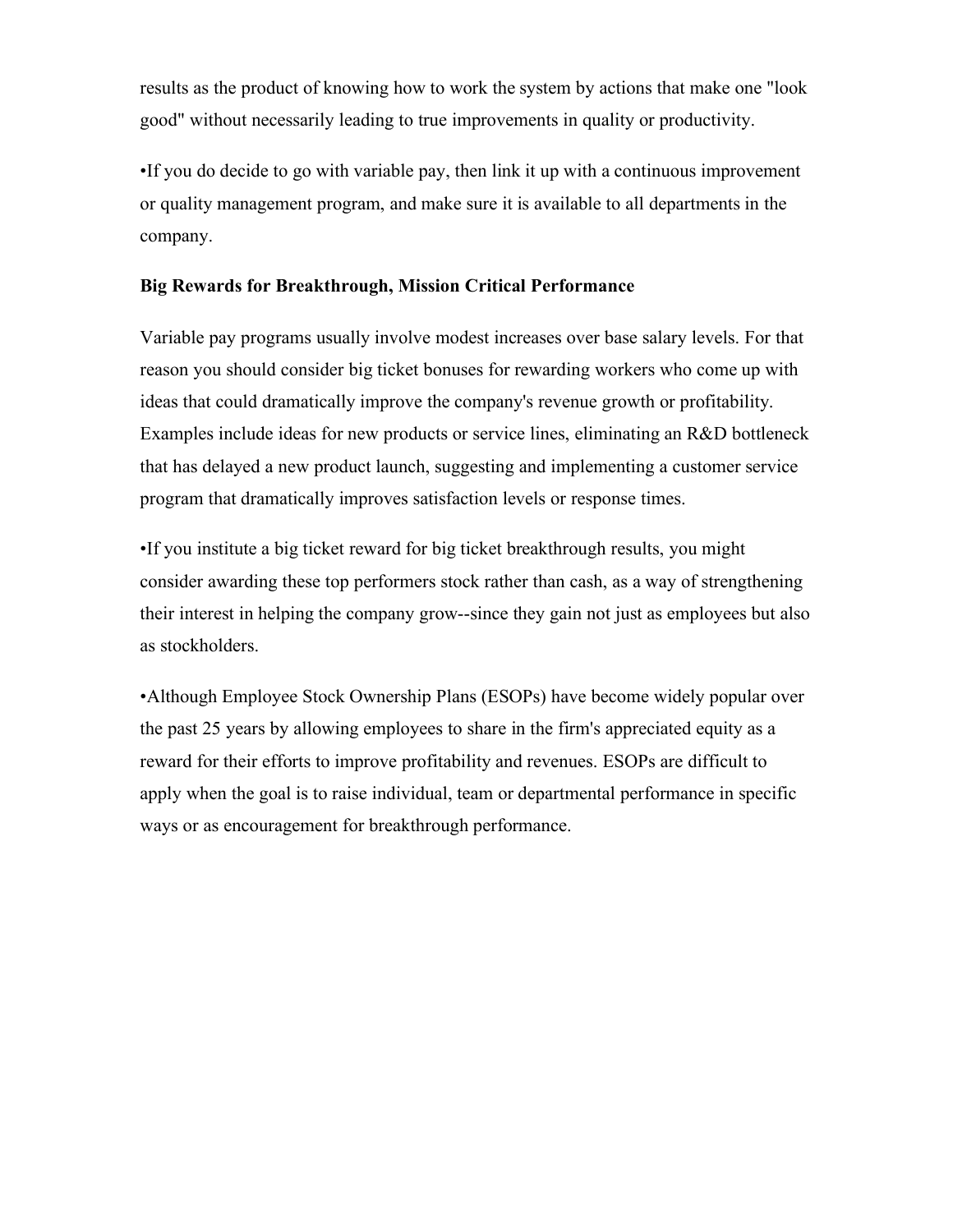results as the product of knowing how to work the system by actions that make one "look good" without necessarily leading to true improvements in quality or productivity.

•If you do decide to go with variable pay, then link it up with a continuous improvement or quality management program, and make sure it is available to all departments in the company.

**Big Rewards for Breakthrough, Mission Critical Performance**

Variable pay programs usually involve modest increases over base salary levels. For that reason you should consider big ticket bonuses for rewarding workers who come up with ideas that could dramatically improve the company's revenue growth or profitability. Examples include ideas for new products or service lines, eliminating an R&D bottleneck that has delayed a new product launch, suggesting and implementing a customer service program that dramatically improves satisfaction levels or response times.

•If you institute a big ticket reward for big ticket breakthrough results, you might consider awarding these top performers stock rather than cash, as a way of strengthening their interest in helping the company grow--since they gain not just as employees but also as stockholders.

•Although Employee Stock Ownership Plans (ESOPs) have become widely popular over the past 25 years by allowing employees to share in the firm's appreciated equity as a reward for their efforts to improve profitability and revenues. ESOPs are difficult to apply when the goal is to raise individual, team or departmental performance in specific ways or as encouragement for breakthrough performance.